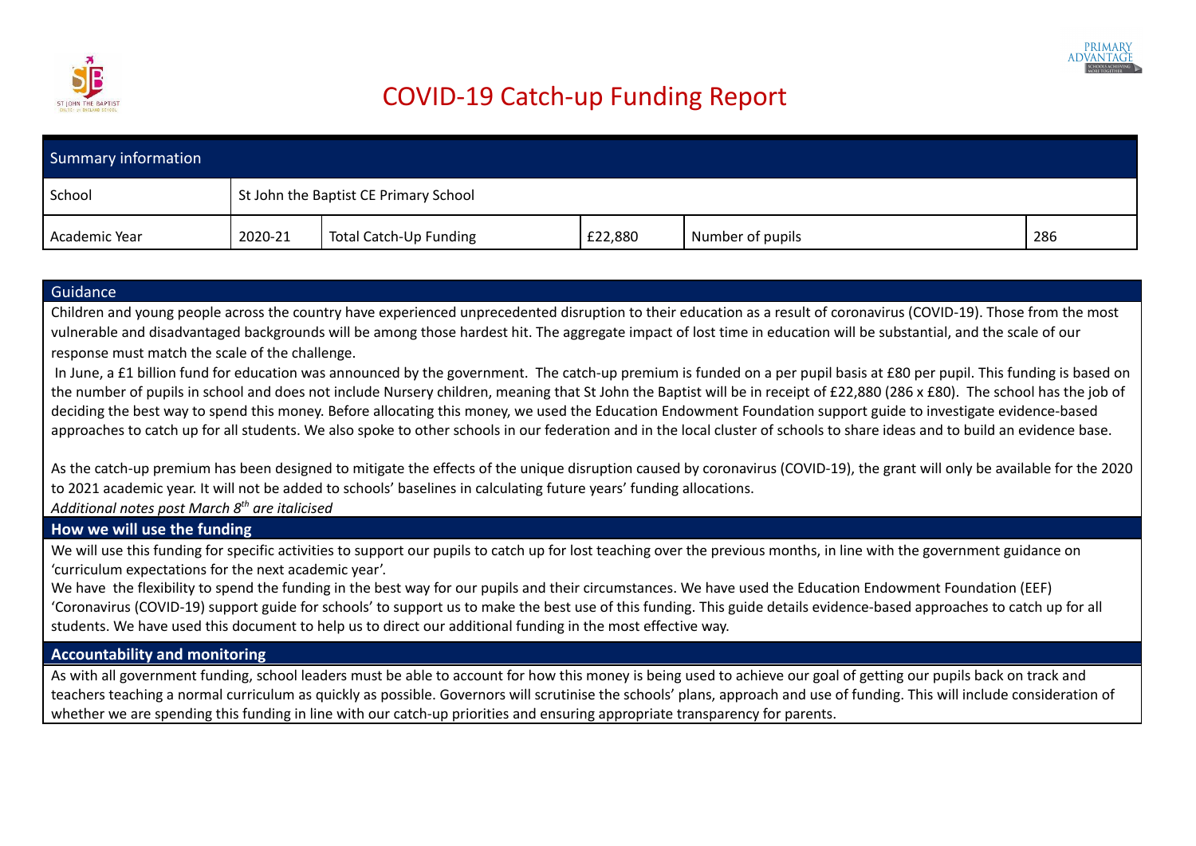# COVID-19 Catch-up Funding Report

| Summary information | | | | | |
|---|---|---|---|---|---|
| School | St John the Baptist CE Primary School | | | | |
| Academic Year | 2020-21 | Total Catch-Up Funding | £22,880 | Number of pupils | 286 |

## Guidance

Children and young people across the country have experienced unprecedented disruption to their education as a result of coronavirus (COVID-19). Those from the most vulnerable and disadvantaged backgrounds will be among those hardest hit. The aggregate impact of lost time in education will be substantial, and the scale of our response must match the scale of the challenge.

In June, a £1 billion fund for education was announced by the government. The catch-up premium is funded on a per pupil basis at £80 per pupil. This funding is based on the number of pupils in school and does not include Nursery children, meaning that St John the Baptist will be in receipt of £22,880 (286 x £80). The school has the job of deciding the best way to spend this money. Before allocating this money, we used the Education Endowment Foundation support guide to investigate evidence-based approaches to catch up for all students. We also spoke to other schools in our federation and in the local cluster of schools to share ideas and to build an evidence base.

As the catch-up premium has been designed to mitigate the effects of the unique disruption caused by coronavirus (COVID-19), the grant will only be available for the 2020 to 2021 academic year. It will not be added to schools' baselines in calculating future years' funding allocations.

*Additional notes post March 8th are italicised*

## How we will use the funding

We will use this funding for specific activities to support our pupils to catch up for lost teaching over the previous months, in line with the government guidance on 'curriculum expectations for the next academic year'.

We have the flexibility to spend the funding in the best way for our pupils and their circumstances. We have used the Education Endowment Foundation (EEF) 'Coronavirus (COVID-19) support guide for schools' to support us to make the best use of this funding. This guide details evidence-based approaches to catch up for all students. We have used this document to help us to direct our additional funding in the most effective way.

## Accountability and monitoring

As with all government funding, school leaders must be able to account for how this money is being used to achieve our goal of getting our pupils back on track and teachers teaching a normal curriculum as quickly as possible. Governors will scrutinise the schools' plans, approach and use of funding. This will include consideration of whether we are spending this funding in line with our catch-up priorities and ensuring appropriate transparency for parents.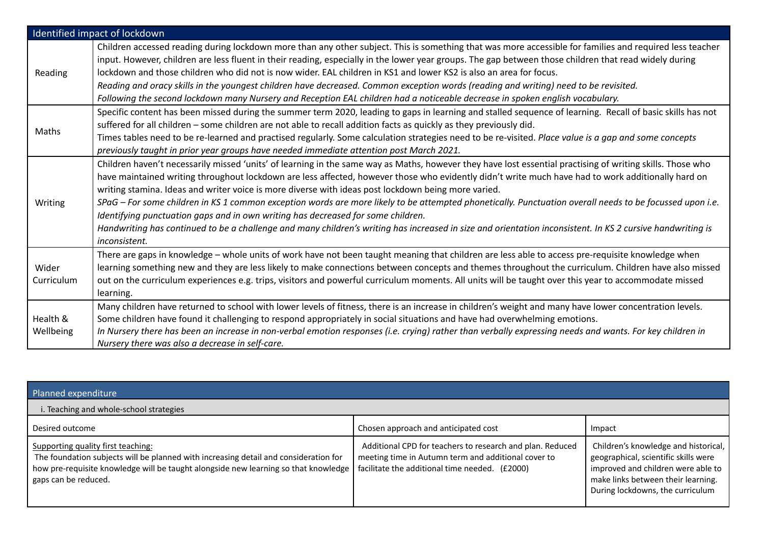| Identified impact of lockdown | |
|---|---|
| Reading | Children accessed reading during lockdown more than any other subject. This is something that was more accessible for families and required less teacher input. However, children are less fluent in their reading, especially in the lower year groups. The gap between those children that read widely during lockdown and those children who did not is now wider. EAL children in KS1 and lower KS2 is also an area for focus.<br>*Reading and oracy skills in the youngest children have decreased. Common exception words (reading and writing) need to be revisited.*<br>*Following the second lockdown many Nursery and Reception EAL children had a noticeable decrease in spoken english vocabulary.* |
| Maths | Specific content has been missed during the summer term 2020, leading to gaps in learning and stalled sequence of learning. Recall of basic skills has not suffered for all children – some children are not able to recall addition facts as quickly as they previously did.<br>Times tables need to be re-learned and practised regularly. Some calculation strategies need to be re-visited. *Place value is a gap and some concepts previously taught in prior year groups have needed immediate attention post March 2021.* |
| Writing | Children haven't necessarily missed 'units' of learning in the same way as Maths, however they have lost essential practising of writing skills. Those who have maintained writing throughout lockdown are less affected, however those who evidently didn't write much have had to work additionally hard on writing stamina. Ideas and writer voice is more diverse with ideas post lockdown being more varied.<br>*SPaG – For some children in KS 1 common exception words are more likely to be attempted phonetically. Punctuation overall needs to be focussed upon i.e. Identifying punctuation gaps and in own writing has decreased for some children.*<br>*Handwriting has continued to be a challenge and many children's writing has increased in size and orientation inconsistent. In KS 2 cursive handwriting is inconsistent.* |
| Wider Curriculum | There are gaps in knowledge – whole units of work have not been taught meaning that children are less able to access pre-requisite knowledge when learning something new and they are less likely to make connections between concepts and themes throughout the curriculum. Children have also missed out on the curriculum experiences e.g. trips, visitors and powerful curriculum moments. All units will be taught over this year to accommodate missed learning. |
| Health & Wellbeing | Many children have returned to school with lower levels of fitness, there is an increase in children's weight and many have lower concentration levels. Some children have found it challenging to respond appropriately in social situations and have had overwhelming emotions.<br>*In Nursery there has been an increase in non-verbal emotion responses (i.e. crying) rather than verbally expressing needs and wants. For key children in Nursery there was also a decrease in self-care.* |

| Planned expenditure | | |
|---|---|---|
| i. Teaching and whole-school strategies | | |
| Desired outcome | Chosen approach and anticipated cost | Impact |
| Supporting quality first teaching:<br>The foundation subjects will be planned with increasing detail and consideration for how pre-requisite knowledge will be taught alongside new learning so that knowledge gaps can be reduced. | Additional CPD for teachers to research and plan. Reduced meeting time in Autumn term and additional cover to facilitate the additional time needed. (£2000) | Children's knowledge and historical, geographical, scientific skills were improved and children were able to make links between their learning. During lockdowns, the curriculum |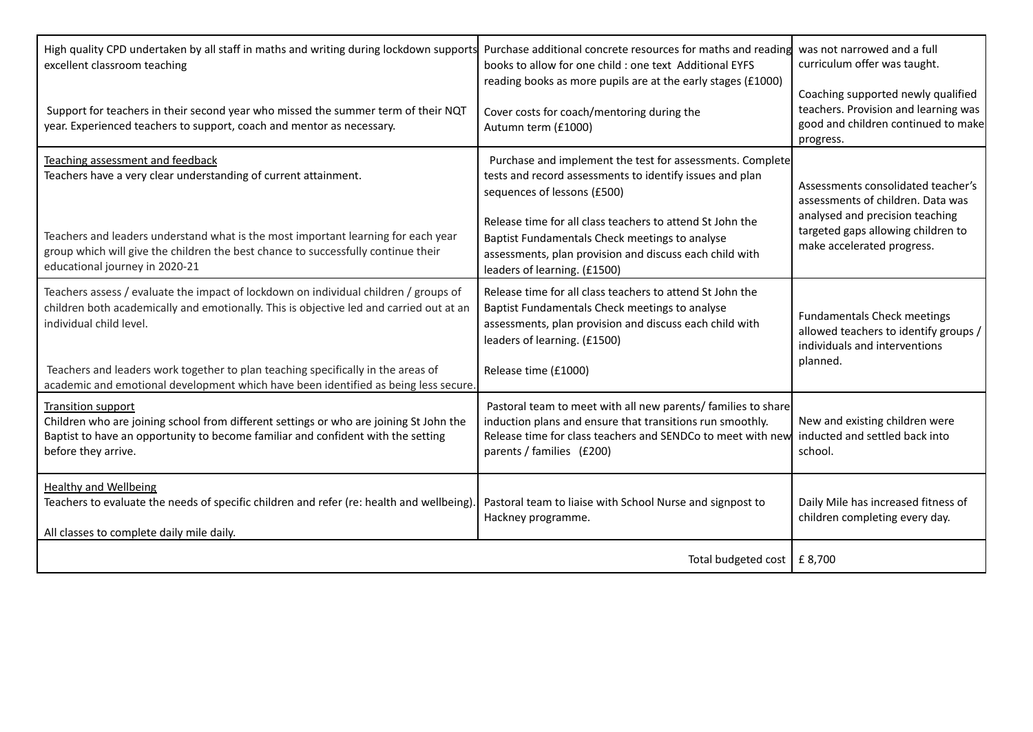| | | |
|---|---|---|
| High quality CPD undertaken by all staff in maths and writing during lockdown supports excellent classroom teaching<br><br>Support for teachers in their second year who missed the summer term of their NQT year. Experienced teachers to support, coach and mentor as necessary. | Purchase additional concrete resources for maths and reading books to allow for one child : one text Additional EYFS reading books as more pupils are at the early stages (£1000)<br><br>Cover costs for coach/mentoring during the Autumn term (£1000) | was not narrowed and a full curriculum offer was taught.<br><br>Coaching supported newly qualified teachers. Provision and learning was good and children continued to make progress. |
| Teaching assessment and feedback<br>Teachers have a very clear understanding of current attainment.<br><br>Teachers and leaders understand what is the most important learning for each year group which will give the children the best chance to successfully continue their educational journey in 2020-21 | Purchase and implement the test for assessments. Complete tests and record assessments to identify issues and plan sequences of lessons (£500)<br><br>Release time for all class teachers to attend St John the Baptist Fundamentals Check meetings to analyse assessments, plan provision and discuss each child with leaders of learning. (£1500) | Assessments consolidated teacher's assessments of children. Data was analysed and precision teaching targeted gaps allowing children to make accelerated progress. |
| Teachers assess / evaluate the impact of lockdown on individual children / groups of children both academically and emotionally. This is objective led and carried out at an individual child level.<br><br>Teachers and leaders work together to plan teaching specifically in the areas of academic and emotional development which have been identified as being less secure. | Release time for all class teachers to attend St John the Baptist Fundamentals Check meetings to analyse assessments, plan provision and discuss each child with leaders of learning. (£1500)<br><br>Release time (£1000) | Fundamentals Check meetings allowed teachers to identify groups / individuals and interventions planned. |
| Transition support<br>Children who are joining school from different settings or who are joining St John the Baptist to have an opportunity to become familiar and confident with the setting before they arrive. | Pastoral team to meet with all new parents/ families to share induction plans and ensure that transitions run smoothly. Release time for class teachers and SENDCo to meet with new parents / families (£200) | New and existing children were inducted and settled back into school. |
| Healthy and Wellbeing<br>Teachers to evaluate the needs of specific children and refer (re: health and wellbeing).<br><br>All classes to complete daily mile daily. | Pastoral team to liaise with School Nurse and signpost to Hackney programme. | Daily Mile has increased fitness of children completing every day. |
| | Total budgeted cost | £ 8,700 |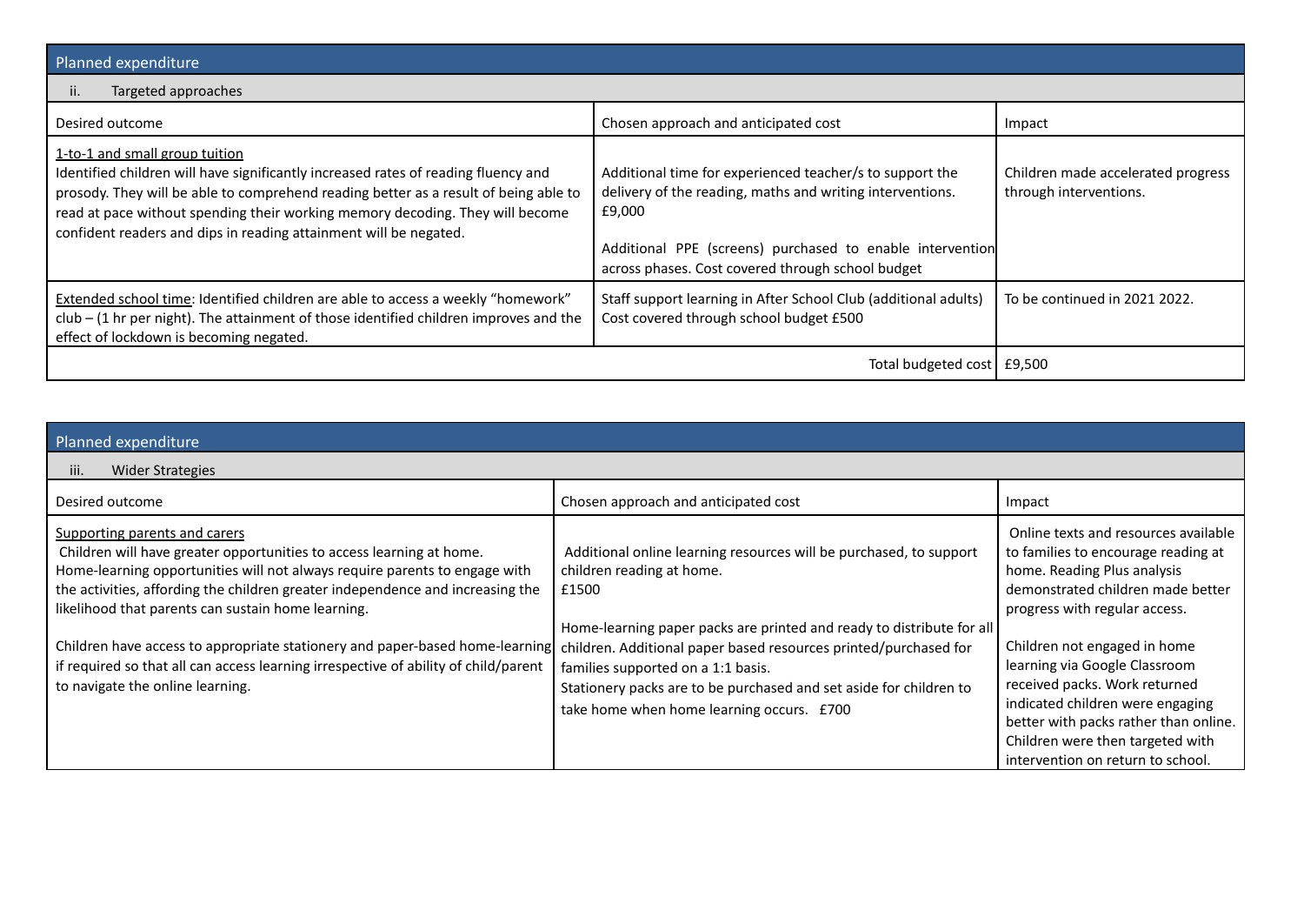| Planned expenditure | | |
|---|---|---|
| ii. Targeted approaches | | |
| Desired outcome | Chosen approach and anticipated cost | Impact |
| 1-to-1 and small group tuition<br>Identified children will have significantly increased rates of reading fluency and prosody. They will be able to comprehend reading better as a result of being able to read at pace without spending their working memory decoding. They will become confident readers and dips in reading attainment will be negated. | Additional time for experienced teacher/s to support the delivery of the reading, maths and writing interventions.<br>£9,000<br><br>Additional PPE (screens) purchased to enable intervention across phases. Cost covered through school budget | Children made accelerated progress through interventions. |
| Extended school time: Identified children are able to access a weekly "homework" club – (1 hr per night). The attainment of those identified children improves and the effect of lockdown is becoming negated. | Staff support learning in After School Club (additional adults)<br>Cost covered through school budget £500 | To be continued in 2021 2022. |
| | Total budgeted cost | £9,500 |

| Planned expenditure | | |
|---|---|---|
| iii. Wider Strategies | | |
| Desired outcome | Chosen approach and anticipated cost | Impact |
| Supporting parents and carers<br>Children will have greater opportunities to access learning at home.<br>Home-learning opportunities will not always require parents to engage with the activities, affording the children greater independence and increasing the likelihood that parents can sustain home learning.<br><br>Children have access to appropriate stationery and paper-based home-learning if required so that all can access learning irrespective of ability of child/parent to navigate the online learning. | Additional online learning resources will be purchased, to support children reading at home.<br>£1500<br><br>Home-learning paper packs are printed and ready to distribute for all children. Additional paper based resources printed/purchased for families supported on a 1:1 basis.<br>Stationery packs are to be purchased and set aside for children to take home when home learning occurs. £700 | Online texts and resources available to families to encourage reading at home. Reading Plus analysis demonstrated children made better progress with regular access.<br><br>Children not engaged in home learning via Google Classroom received packs. Work returned indicated children were engaging better with packs rather than online. Children were then targeted with intervention on return to school. |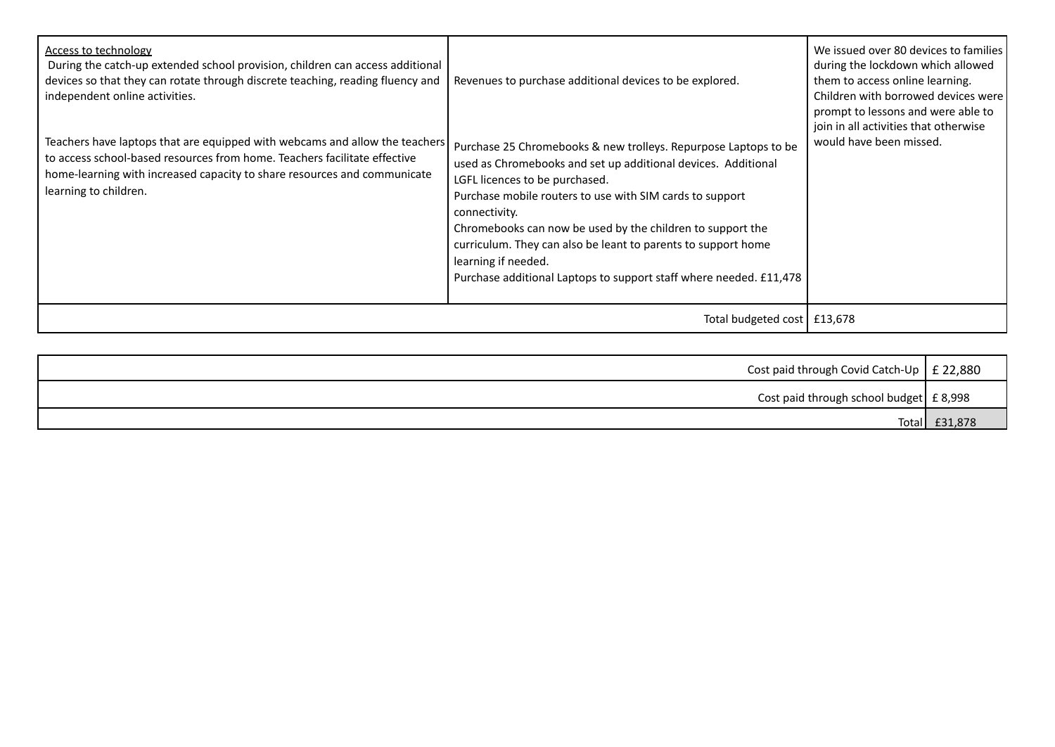| | | |
|---|---|---|
| Access to technology<br>During the catch-up extended school provision, children can access additional devices so that they can rotate through discrete teaching, reading fluency and independent online activities.<br><br>Teachers have laptops that are equipped with webcams and allow the teachers to access school-based resources from home. Teachers facilitate effective home-learning with increased capacity to share resources and communicate learning to children. | Revenues to purchase additional devices to be explored.<br><br>Purchase 25 Chromebooks & new trolleys. Repurpose Laptops to be used as Chromebooks and set up additional devices. Additional LGFL licences to be purchased.<br>Purchase mobile routers to use with SIM cards to support connectivity.<br>Chromebooks can now be used by the children to support the curriculum. They can also be leant to parents to support home learning if needed.<br>Purchase additional Laptops to support staff where needed. £11,478 | We issued over 80 devices to families during the lockdown which allowed them to access online learning. Children with borrowed devices were prompt to lessons and were able to join in all activities that otherwise would have been missed. |
| | Total budgeted cost | £13,678 |

| | |
|---|---|
| Cost paid through Covid Catch-Up | £ 22,880 |
| Cost paid through school budget | £ 8,998 |
| Total | £31,878 |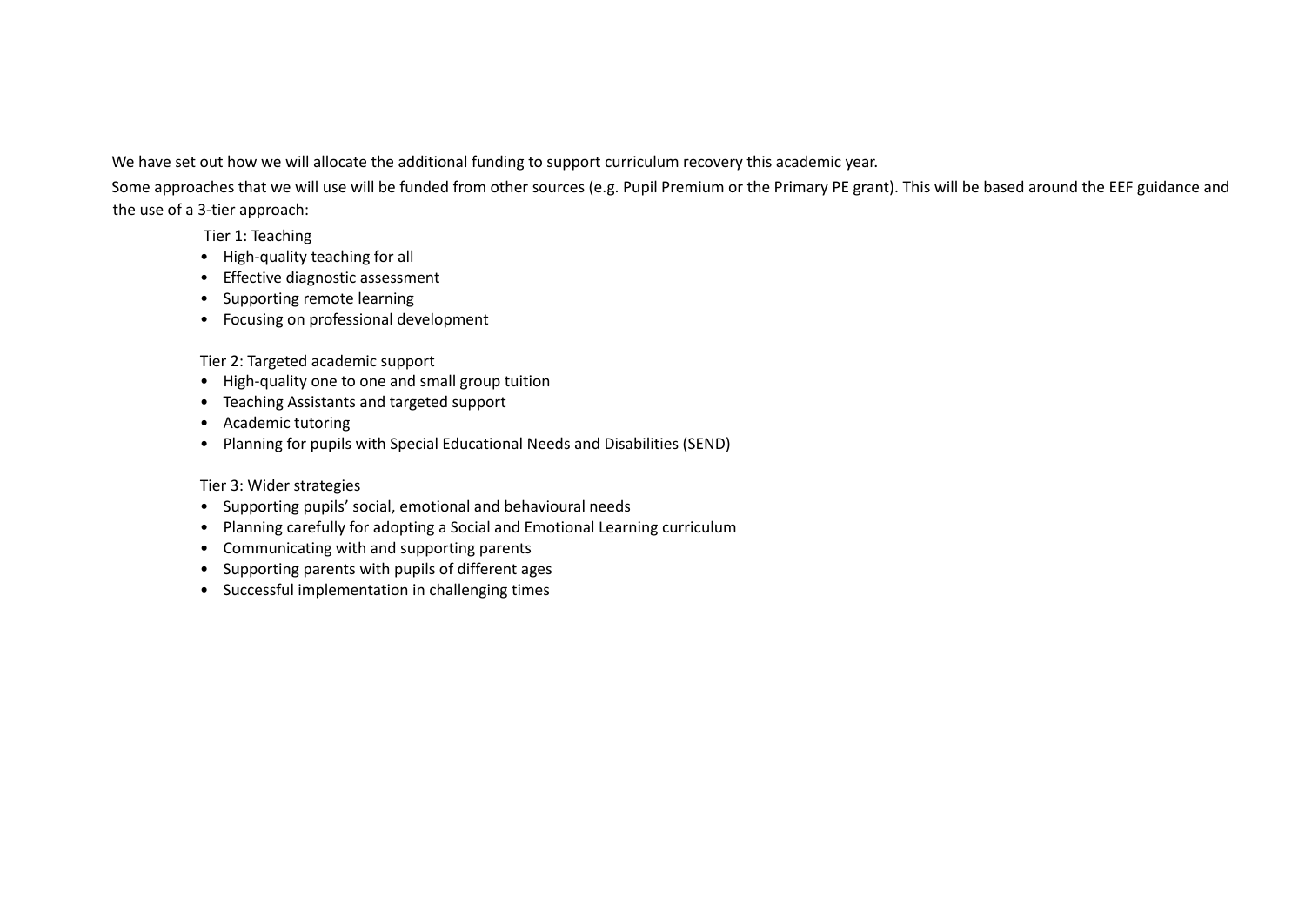We have set out how we will allocate the additional funding to support curriculum recovery this academic year.

Some approaches that we will use will be funded from other sources (e.g. Pupil Premium or the Primary PE grant). This will be based around the EEF guidance and the use of a 3-tier approach:

Tier 1: Teaching

- High-quality teaching for all
- Effective diagnostic assessment
- Supporting remote learning
- Focusing on professional development

Tier 2: Targeted academic support

- High-quality one to one and small group tuition
- Teaching Assistants and targeted support
- Academic tutoring
- Planning for pupils with Special Educational Needs and Disabilities (SEND)

Tier 3: Wider strategies

- Supporting pupils' social, emotional and behavioural needs
- Planning carefully for adopting a Social and Emotional Learning curriculum
- Communicating with and supporting parents
- Supporting parents with pupils of different ages
- Successful implementation in challenging times